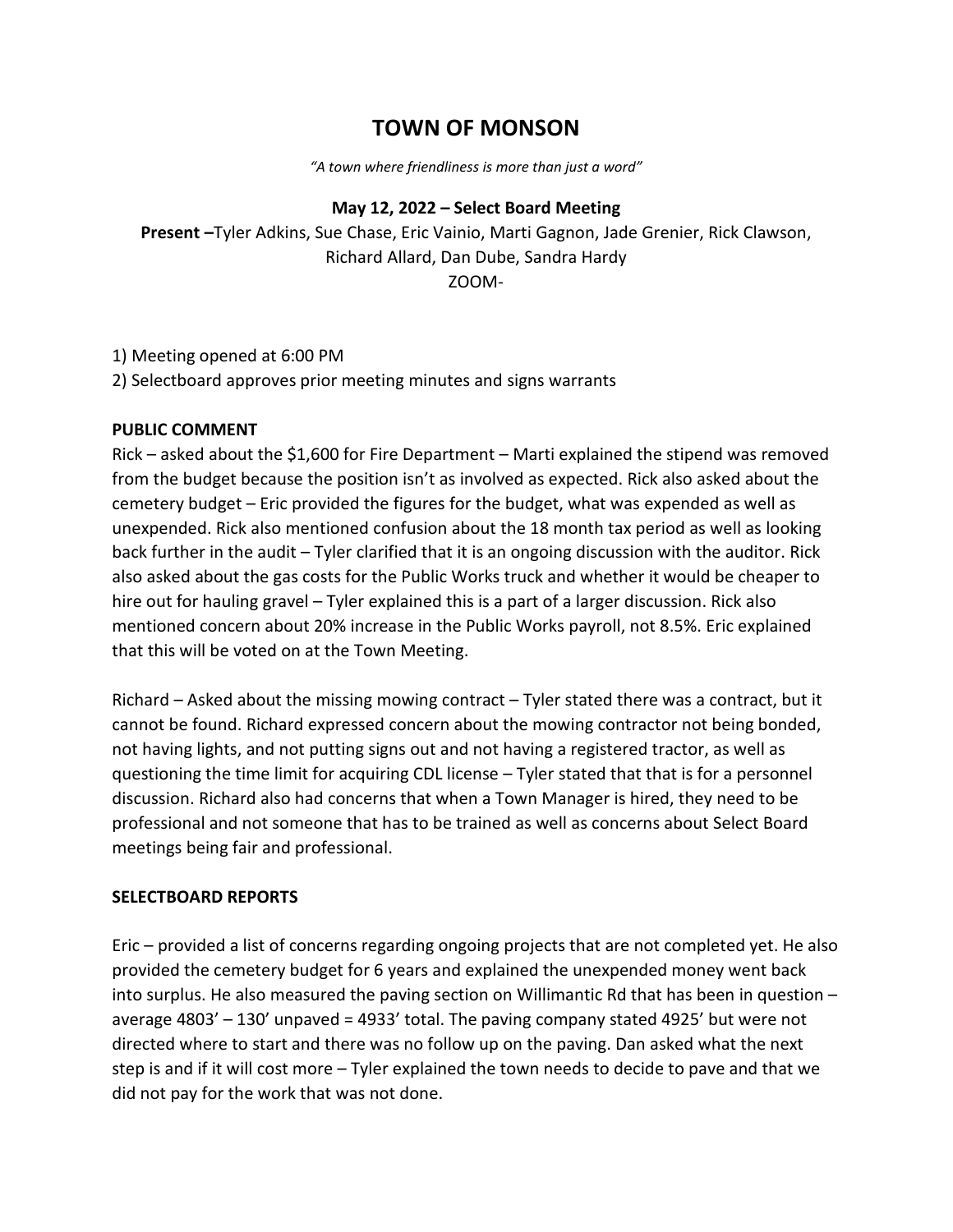# TOWN OF MONSON

*"A town where friendliness is more than just a word"*

**May 12, 2022 – Select Board Meeting**

**Present –**Tyler Adkins, Sue Chase, Eric Vainio, Marti Gagnon, Jade Grenier, Rick Clawson, Richard Allard, Dan Dube, Sandra Hardy

ZOOM-

1) Meeting opened at 6:00 PM
2) Selectboard approves prior meeting minutes and signs warrants

**PUBLIC COMMENT**

Rick – asked about the $1,600 for Fire Department – Marti explained the stipend was removed from the budget because the position isn't as involved as expected. Rick also asked about the cemetery budget – Eric provided the figures for the budget, what was expended as well as unexpended. Rick also mentioned confusion about the 18 month tax period as well as looking back further in the audit – Tyler clarified that it is an ongoing discussion with the auditor. Rick also asked about the gas costs for the Public Works truck and whether it would be cheaper to hire out for hauling gravel – Tyler explained this is a part of a larger discussion. Rick also mentioned concern about 20% increase in the Public Works payroll, not 8.5%. Eric explained that this will be voted on at the Town Meeting.

Richard – Asked about the missing mowing contract – Tyler stated there was a contract, but it cannot be found. Richard expressed concern about the mowing contractor not being bonded, not having lights, and not putting signs out and not having a registered tractor, as well as questioning the time limit for acquiring CDL license – Tyler stated that that is for a personnel discussion. Richard also had concerns that when a Town Manager is hired, they need to be professional and not someone that has to be trained as well as concerns about Select Board meetings being fair and professional.

**SELECTBOARD REPORTS**

Eric – provided a list of concerns regarding ongoing projects that are not completed yet. He also provided the cemetery budget for 6 years and explained the unexpended money went back into surplus. He also measured the paving section on Willimantic Rd that has been in question – average 4803' – 130' unpaved = 4933' total. The paving company stated 4925' but were not directed where to start and there was no follow up on the paving. Dan asked what the next step is and if it will cost more – Tyler explained the town needs to decide to pave and that we did not pay for the work that was not done.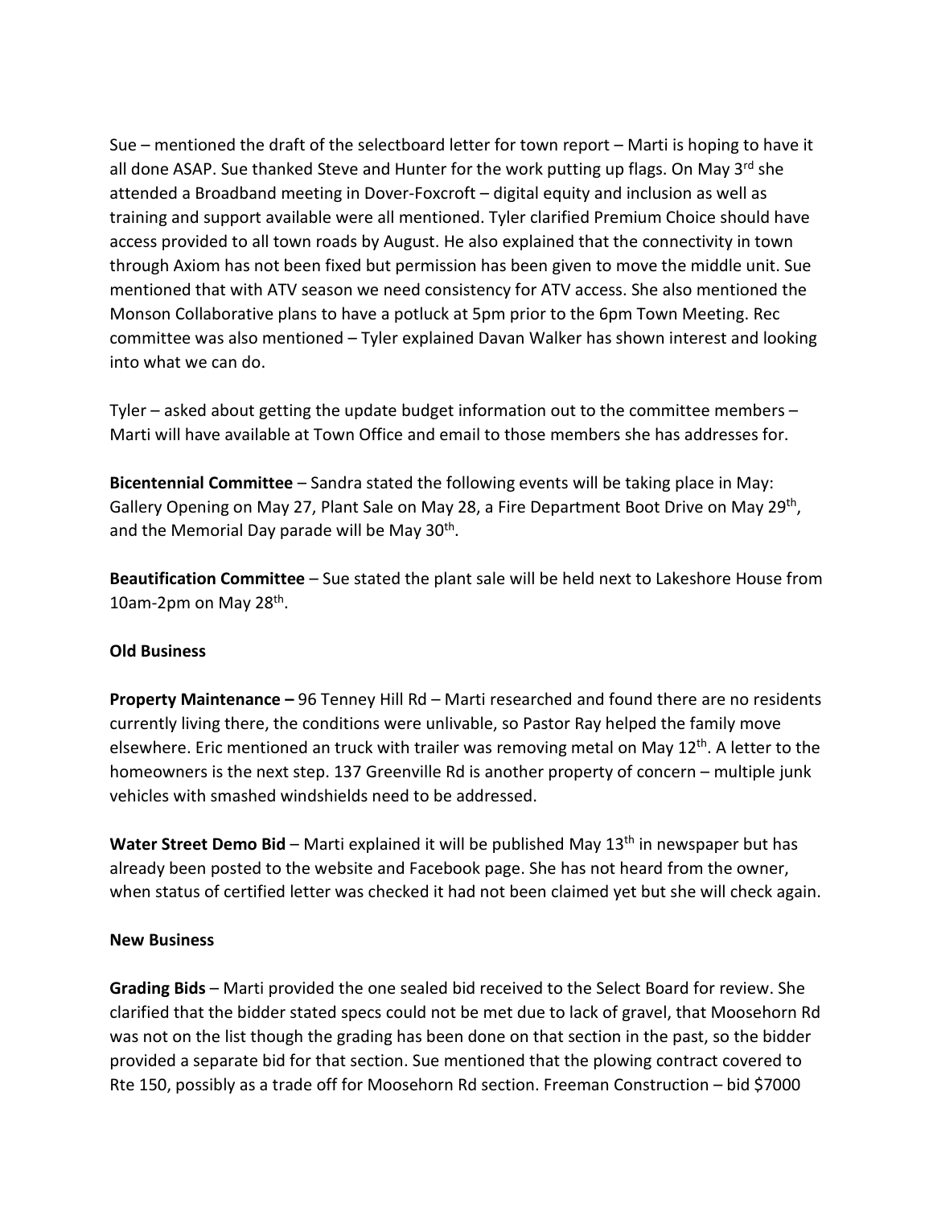Sue – mentioned the draft of the selectboard letter for town report – Marti is hoping to have it all done ASAP. Sue thanked Steve and Hunter for the work putting up flags. On May 3rd she attended a Broadband meeting in Dover-Foxcroft – digital equity and inclusion as well as training and support available were all mentioned. Tyler clarified Premium Choice should have access provided to all town roads by August. He also explained that the connectivity in town through Axiom has not been fixed but permission has been given to move the middle unit. Sue mentioned that with ATV season we need consistency for ATV access. She also mentioned the Monson Collaborative plans to have a potluck at 5pm prior to the 6pm Town Meeting. Rec committee was also mentioned – Tyler explained Davan Walker has shown interest and looking into what we can do.

Tyler – asked about getting the update budget information out to the committee members – Marti will have available at Town Office and email to those members she has addresses for.

**Bicentennial Committee** – Sandra stated the following events will be taking place in May: Gallery Opening on May 27, Plant Sale on May 28, a Fire Department Boot Drive on May 29th, and the Memorial Day parade will be May 30th.

**Beautification Committee** – Sue stated the plant sale will be held next to Lakeshore House from 10am-2pm on May 28th.

**Old Business**

**Property Maintenance –** 96 Tenney Hill Rd – Marti researched and found there are no residents currently living there, the conditions were unlivable, so Pastor Ray helped the family move elsewhere. Eric mentioned an truck with trailer was removing metal on May 12th. A letter to the homeowners is the next step. 137 Greenville Rd is another property of concern – multiple junk vehicles with smashed windshields need to be addressed.

**Water Street Demo Bid** – Marti explained it will be published May 13th in newspaper but has already been posted to the website and Facebook page. She has not heard from the owner, when status of certified letter was checked it had not been claimed yet but she will check again.

**New Business**

**Grading Bids** – Marti provided the one sealed bid received to the Select Board for review. She clarified that the bidder stated specs could not be met due to lack of gravel, that Moosehorn Rd was not on the list though the grading has been done on that section in the past, so the bidder provided a separate bid for that section. Sue mentioned that the plowing contract covered to Rte 150, possibly as a trade off for Moosehorn Rd section. Freeman Construction – bid $7000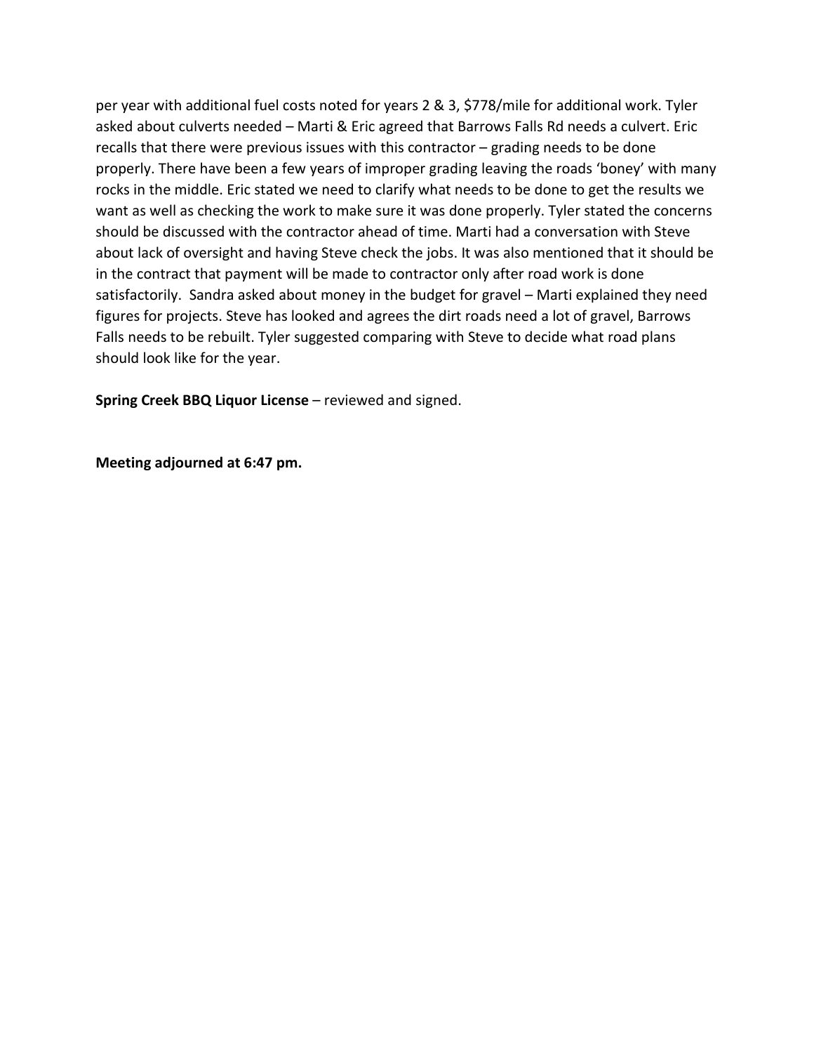per year with additional fuel costs noted for years 2 & 3, $778/mile for additional work. Tyler asked about culverts needed – Marti & Eric agreed that Barrows Falls Rd needs a culvert. Eric recalls that there were previous issues with this contractor – grading needs to be done properly. There have been a few years of improper grading leaving the roads 'boney' with many rocks in the middle. Eric stated we need to clarify what needs to be done to get the results we want as well as checking the work to make sure it was done properly. Tyler stated the concerns should be discussed with the contractor ahead of time. Marti had a conversation with Steve about lack of oversight and having Steve check the jobs. It was also mentioned that it should be in the contract that payment will be made to contractor only after road work is done satisfactorily. Sandra asked about money in the budget for gravel – Marti explained they need figures for projects. Steve has looked and agrees the dirt roads need a lot of gravel, Barrows Falls needs to be rebuilt. Tyler suggested comparing with Steve to decide what road plans should look like for the year.

**Spring Creek BBQ Liquor License** – reviewed and signed.

**Meeting adjourned at 6:47 pm.**